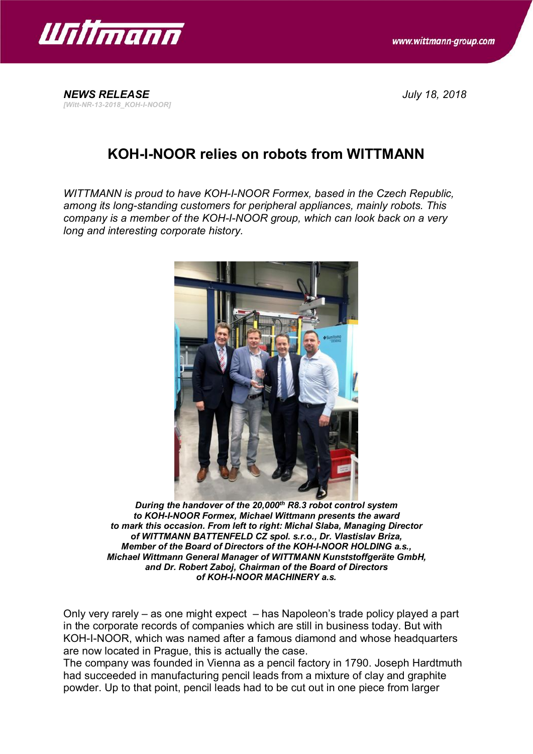**_NEWS RELEASE_**
_[Witt-NR-13-2018_KOH-I-NOOR]_

_July 18, 2018_

# KOH-I-NOOR relies on robots from WITTMANN

_WITTMANN is proud to have KOH-I-NOOR Formex, based in the Czech Republic, among its long-standing customers for peripheral appliances, mainly robots. This company is a member of the KOH-I-NOOR group, which can look back on a very long and interesting corporate history._

**_During the handover of the 20,000th R8.3 robot control system to KOH-I-NOOR Formex, Michael Wittmann presents the award to mark this occasion. From left to right: Michal Slaba, Managing Director of WITTMANN BATTENFELD CZ spol. s.r.o., Dr. Vlastislav Briza, Member of the Board of Directors of the KOH-I-NOOR HOLDING a.s., Michael Wittmann General Manager of WITTMANN Kunststoffgeräte GmbH, and Dr. Robert Zaboj, Chairman of the Board of Directors of KOH-I-NOOR MACHINERY a.s._**

Only very rarely – as one might expect – has Napoleon's trade policy played a part in the corporate records of companies which are still in business today. But with KOH-I-NOOR, which was named after a famous diamond and whose headquarters are now located in Prague, this is actually the case.
The company was founded in Vienna as a pencil factory in 1790. Joseph Hardtmuth had succeeded in manufacturing pencil leads from a mixture of clay and graphite powder. Up to that point, pencil leads had to be cut out in one piece from larger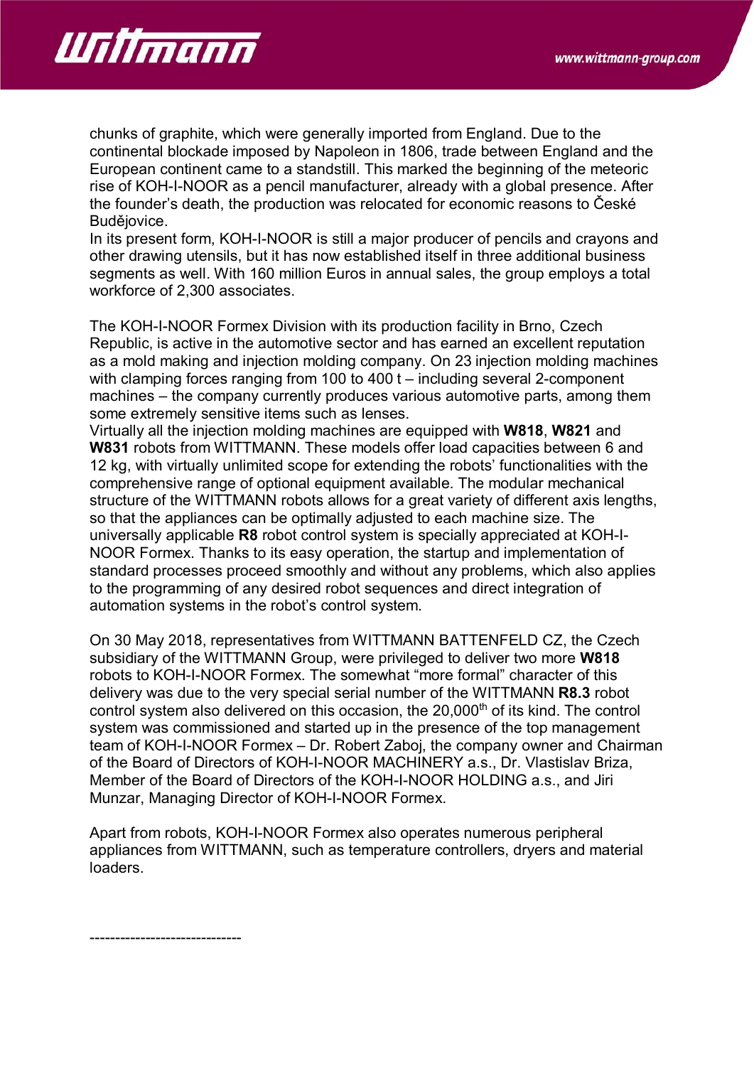chunks of graphite, which were generally imported from England. Due to the continental blockade imposed by Napoleon in 1806, trade between England and the European continent came to a standstill. This marked the beginning of the meteoric rise of KOH-I-NOOR as a pencil manufacturer, already with a global presence. After the founder's death, the production was relocated for economic reasons to České Budějovice.
In its present form, KOH-I-NOOR is still a major producer of pencils and crayons and other drawing utensils, but it has now established itself in three additional business segments as well. With 160 million Euros in annual sales, the group employs a total workforce of 2,300 associates.

The KOH-I-NOOR Formex Division with its production facility in Brno, Czech Republic, is active in the automotive sector and has earned an excellent reputation as a mold making and injection molding company. On 23 injection molding machines with clamping forces ranging from 100 to 400 t – including several 2-component machines – the company currently produces various automotive parts, among them some extremely sensitive items such as lenses.
Virtually all the injection molding machines are equipped with **W818**, **W821** and **W831** robots from WITTMANN. These models offer load capacities between 6 and 12 kg, with virtually unlimited scope for extending the robots' functionalities with the comprehensive range of optional equipment available. The modular mechanical structure of the WITTMANN robots allows for a great variety of different axis lengths, so that the appliances can be optimally adjusted to each machine size. The universally applicable **R8** robot control system is specially appreciated at KOH-I-NOOR Formex. Thanks to its easy operation, the startup and implementation of standard processes proceed smoothly and without any problems, which also applies to the programming of any desired robot sequences and direct integration of automation systems in the robot's control system.

On 30 May 2018, representatives from WITTMANN BATTENFELD CZ, the Czech subsidiary of the WITTMANN Group, were privileged to deliver two more **W818** robots to KOH-I-NOOR Formex. The somewhat "more formal" character of this delivery was due to the very special serial number of the WITTMANN **R8.3** robot control system also delivered on this occasion, the 20,000th of its kind. The control system was commissioned and started up in the presence of the top management team of KOH-I-NOOR Formex – Dr. Robert Zaboj, the company owner and Chairman of the Board of Directors of KOH-I-NOOR MACHINERY a.s., Dr. Vlastislav Briza, Member of the Board of Directors of the KOH-I-NOOR HOLDING a.s., and Jiri Munzar, Managing Director of KOH-I-NOOR Formex.

Apart from robots, KOH-I-NOOR Formex also operates numerous peripheral appliances from WITTMANN, such as temperature controllers, dryers and material loaders.

------------------------------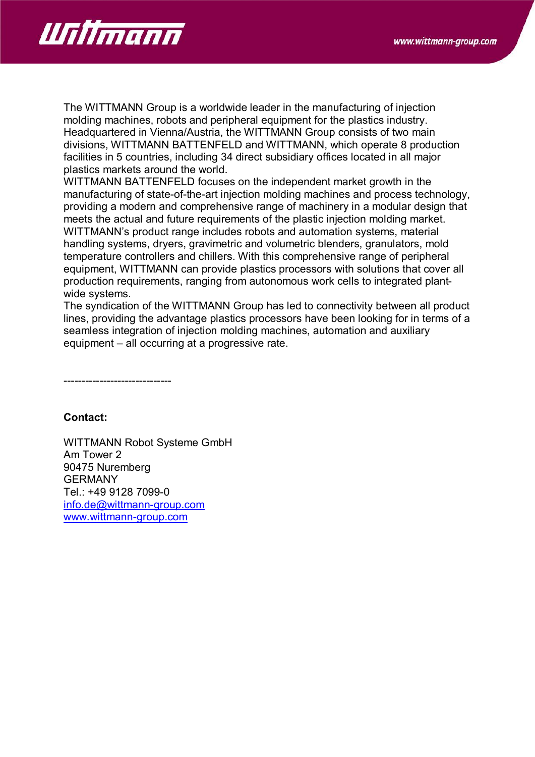The WITTMANN Group is a worldwide leader in the manufacturing of injection molding machines, robots and peripheral equipment for the plastics industry. Headquartered in Vienna/Austria, the WITTMANN Group consists of two main divisions, WITTMANN BATTENFELD and WITTMANN, which operate 8 production facilities in 5 countries, including 34 direct subsidiary offices located in all major plastics markets around the world.
WITTMANN BATTENFELD focuses on the independent market growth in the manufacturing of state-of-the-art injection molding machines and process technology, providing a modern and comprehensive range of machinery in a modular design that meets the actual and future requirements of the plastic injection molding market.
WITTMANN's product range includes robots and automation systems, material handling systems, dryers, gravimetric and volumetric blenders, granulators, mold temperature controllers and chillers. With this comprehensive range of peripheral equipment, WITTMANN can provide plastics processors with solutions that cover all production requirements, ranging from autonomous work cells to integrated plant-wide systems.
The syndication of the WITTMANN Group has led to connectivity between all product lines, providing the advantage plastics processors have been looking for in terms of a seamless integration of injection molding machines, automation and auxiliary equipment – all occurring at a progressive rate.

-----------------------------

**Contact:**

WITTMANN Robot Systeme GmbH
Am Tower 2
90475 Nuremberg
GERMANY
Tel.: +49 9128 7099-0
info.de@wittmann-group.com
www.wittmann-group.com